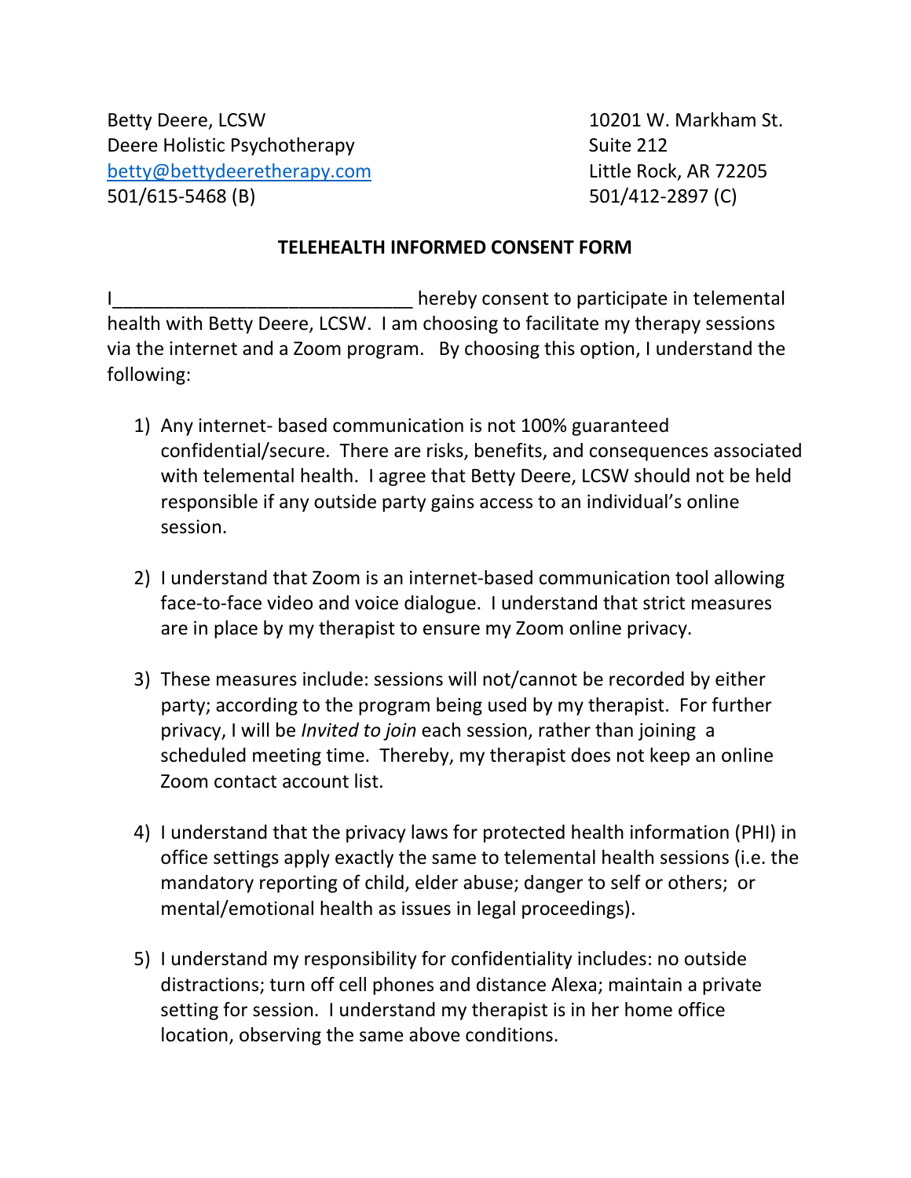Betty Deere, LCSW
Deere Holistic Psychotherapy
betty@bettydeeretherapy.com
501/615-5468 (B)

10201 W. Markham St.
Suite 212
Little Rock, AR 72205
501/412-2897 (C)

## TELEHEALTH INFORMED CONSENT FORM

I_____________________________ hereby consent to participate in telemental health with Betty Deere, LCSW. I am choosing to facilitate my therapy sessions via the internet and a Zoom program. By choosing this option, I understand the following:

1) Any internet- based communication is not 100% guaranteed confidential/secure. There are risks, benefits, and consequences associated with telemental health. I agree that Betty Deere, LCSW should not be held responsible if any outside party gains access to an individual's online session.

2) I understand that Zoom is an internet-based communication tool allowing face-to-face video and voice dialogue. I understand that strict measures are in place by my therapist to ensure my Zoom online privacy.

3) These measures include: sessions will not/cannot be recorded by either party; according to the program being used by my therapist. For further privacy, I will be *Invited to join* each session, rather than joining a scheduled meeting time. Thereby, my therapist does not keep an online Zoom contact account list.

4) I understand that the privacy laws for protected health information (PHI) in office settings apply exactly the same to telemental health sessions (i.e. the mandatory reporting of child, elder abuse; danger to self or others; or mental/emotional health as issues in legal proceedings).

5) I understand my responsibility for confidentiality includes: no outside distractions; turn off cell phones and distance Alexa; maintain a private setting for session. I understand my therapist is in her home office location, observing the same above conditions.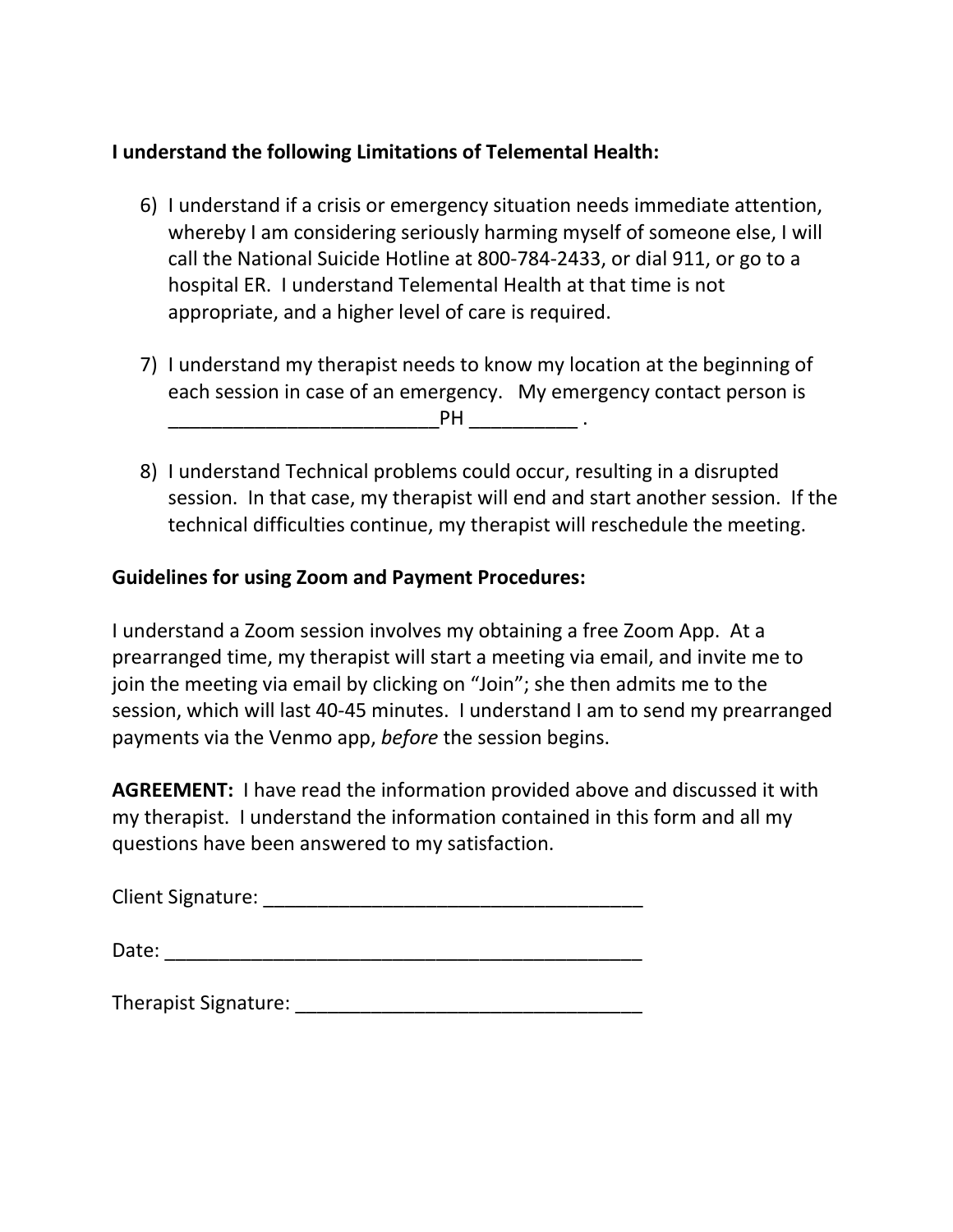**I understand the following Limitations of Telemental Health:**

6) I understand if a crisis or emergency situation needs immediate attention, whereby I am considering seriously harming myself of someone else, I will call the National Suicide Hotline at 800-784-2433, or dial 911, or go to a hospital ER. I understand Telemental Health at that time is not appropriate, and a higher level of care is required.

7) I understand my therapist needs to know my location at the beginning of each session in case of an emergency. My emergency contact person is _________________________PH __________ .

8) I understand Technical problems could occur, resulting in a disrupted session. In that case, my therapist will end and start another session. If the technical difficulties continue, my therapist will reschedule the meeting.

**Guidelines for using Zoom and Payment Procedures:**

I understand a Zoom session involves my obtaining a free Zoom App. At a prearranged time, my therapist will start a meeting via email, and invite me to join the meeting via email by clicking on "Join"; she then admits me to the session, which will last 40-45 minutes. I understand I am to send my prearranged payments via the Venmo app, *before* the session begins.

**AGREEMENT:** I have read the information provided above and discussed it with my therapist. I understand the information contained in this form and all my questions have been answered to my satisfaction.

Client Signature: ____________________________________

Date: ______________________________________________

Therapist Signature: _________________________________